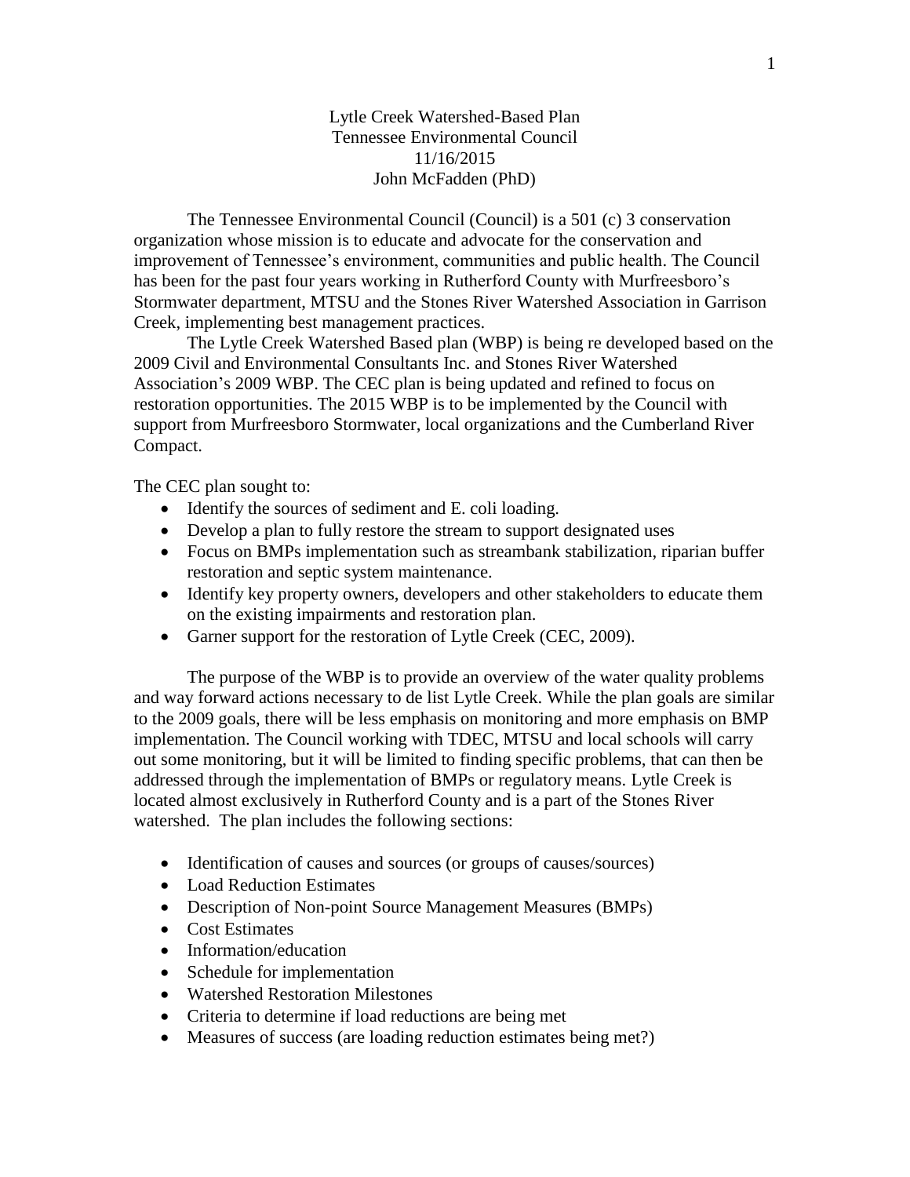# Lytle Creek Watershed-Based Plan
Tennessee Environmental Council
11/16/2015
John McFadden (PhD)

The Tennessee Environmental Council (Council) is a 501 (c) 3 conservation organization whose mission is to educate and advocate for the conservation and improvement of Tennessee's environment, communities and public health. The Council has been for the past four years working in Rutherford County with Murfreesboro's Stormwater department, MTSU and the Stones River Watershed Association in Garrison Creek, implementing best management practices.

The Lytle Creek Watershed Based plan (WBP) is being re developed based on the 2009 Civil and Environmental Consultants Inc. and Stones River Watershed Association's 2009 WBP. The CEC plan is being updated and refined to focus on restoration opportunities. The 2015 WBP is to be implemented by the Council with support from Murfreesboro Stormwater, local organizations and the Cumberland River Compact.

The CEC plan sought to:

- Identify the sources of sediment and E. coli loading.
- Develop a plan to fully restore the stream to support designated uses
- Focus on BMPs implementation such as streambank stabilization, riparian buffer restoration and septic system maintenance.
- Identify key property owners, developers and other stakeholders to educate them on the existing impairments and restoration plan.
- Garner support for the restoration of Lytle Creek (CEC, 2009).

The purpose of the WBP is to provide an overview of the water quality problems and way forward actions necessary to de list Lytle Creek. While the plan goals are similar to the 2009 goals, there will be less emphasis on monitoring and more emphasis on BMP implementation. The Council working with TDEC, MTSU and local schools will carry out some monitoring, but it will be limited to finding specific problems, that can then be addressed through the implementation of BMPs or regulatory means. Lytle Creek is located almost exclusively in Rutherford County and is a part of the Stones River watershed. The plan includes the following sections:

- Identification of causes and sources (or groups of causes/sources)
- Load Reduction Estimates
- Description of Non-point Source Management Measures (BMPs)
- Cost Estimates
- Information/education
- Schedule for implementation
- Watershed Restoration Milestones
- Criteria to determine if load reductions are being met
- Measures of success (are loading reduction estimates being met?)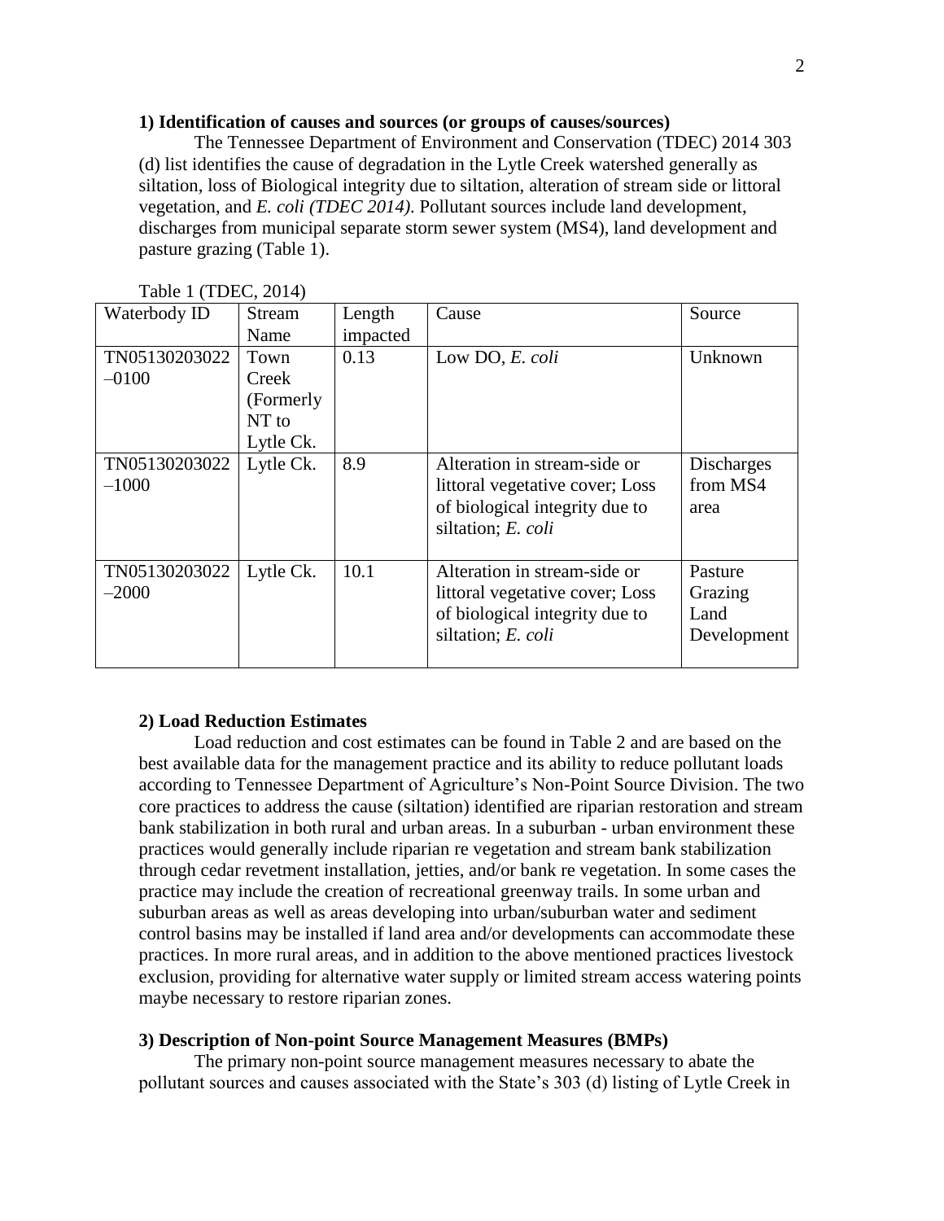**1) Identification of causes and sources (or groups of causes/sources)**

The Tennessee Department of Environment and Conservation (TDEC) 2014 303 (d) list identifies the cause of degradation in the Lytle Creek watershed generally as siltation, loss of Biological integrity due to siltation, alteration of stream side or littoral vegetation, and *E. coli (TDEC 2014)*. Pollutant sources include land development, discharges from municipal separate storm sewer system (MS4), land development and pasture grazing (Table 1).

Table 1 (TDEC, 2014)

| Waterbody ID | Stream Name | Length impacted | Cause | Source |
|---|---|---|---|---|
| TN05130203022 –0100 | Town Creek (Formerly NT to Lytle Ck. | 0.13 | Low DO, *E. coli* | Unknown |
| TN05130203022 –1000 | Lytle Ck. | 8.9 | Alteration in stream-side or littoral vegetative cover; Loss of biological integrity due to siltation; *E. coli* | Discharges from MS4 area |
| TN05130203022 –2000 | Lytle Ck. | 10.1 | Alteration in stream-side or littoral vegetative cover; Loss of biological integrity due to siltation; *E. coli* | Pasture Grazing Land Development |

**2) Load Reduction Estimates**

Load reduction and cost estimates can be found in Table 2 and are based on the best available data for the management practice and its ability to reduce pollutant loads according to Tennessee Department of Agriculture's Non-Point Source Division. The two core practices to address the cause (siltation) identified are riparian restoration and stream bank stabilization in both rural and urban areas. In a suburban - urban environment these practices would generally include riparian re vegetation and stream bank stabilization through cedar revetment installation, jetties, and/or bank re vegetation. In some cases the practice may include the creation of recreational greenway trails. In some urban and suburban areas as well as areas developing into urban/suburban water and sediment control basins may be installed if land area and/or developments can accommodate these practices. In more rural areas, and in addition to the above mentioned practices livestock exclusion, providing for alternative water supply or limited stream access watering points maybe necessary to restore riparian zones.

**3) Description of Non-point Source Management Measures (BMPs)**

The primary non-point source management measures necessary to abate the pollutant sources and causes associated with the State's 303 (d) listing of Lytle Creek in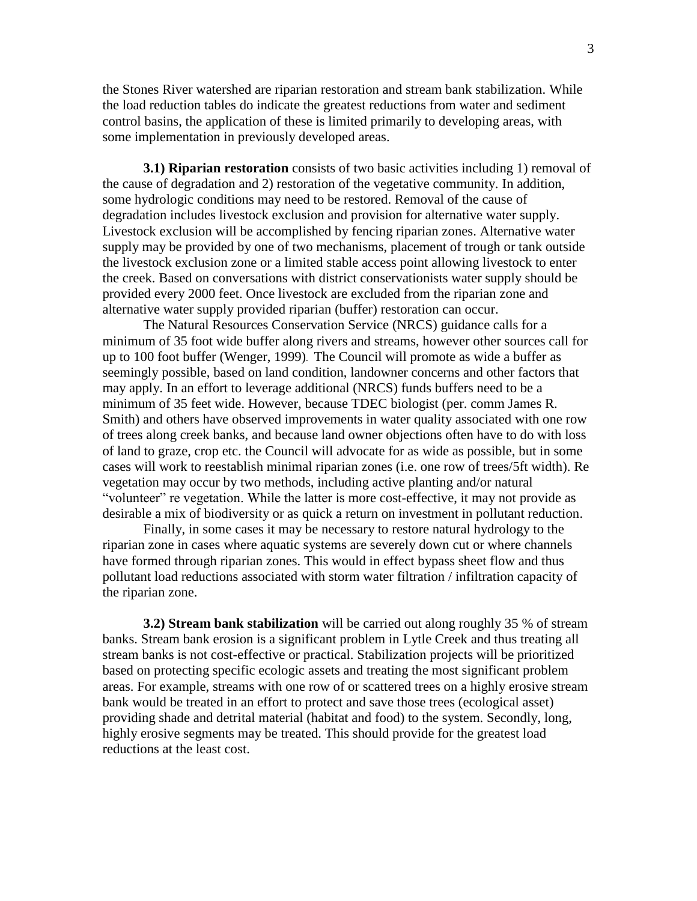the Stones River watershed are riparian restoration and stream bank stabilization. While the load reduction tables do indicate the greatest reductions from water and sediment control basins, the application of these is limited primarily to developing areas, with some implementation in previously developed areas.

**3.1) Riparian restoration** consists of two basic activities including 1) removal of the cause of degradation and 2) restoration of the vegetative community. In addition, some hydrologic conditions may need to be restored. Removal of the cause of degradation includes livestock exclusion and provision for alternative water supply. Livestock exclusion will be accomplished by fencing riparian zones. Alternative water supply may be provided by one of two mechanisms, placement of trough or tank outside the livestock exclusion zone or a limited stable access point allowing livestock to enter the creek. Based on conversations with district conservationists water supply should be provided every 2000 feet. Once livestock are excluded from the riparian zone and alternative water supply provided riparian (buffer) restoration can occur.

The Natural Resources Conservation Service (NRCS) guidance calls for a minimum of 35 foot wide buffer along rivers and streams, however other sources call for up to 100 foot buffer (Wenger, 1999). The Council will promote as wide a buffer as seemingly possible, based on land condition, landowner concerns and other factors that may apply. In an effort to leverage additional (NRCS) funds buffers need to be a minimum of 35 feet wide. However, because TDEC biologist (per. comm James R. Smith) and others have observed improvements in water quality associated with one row of trees along creek banks, and because land owner objections often have to do with loss of land to graze, crop etc. the Council will advocate for as wide as possible, but in some cases will work to reestablish minimal riparian zones (i.e. one row of trees/5ft width). Re vegetation may occur by two methods, including active planting and/or natural "volunteer" re vegetation. While the latter is more cost-effective, it may not provide as desirable a mix of biodiversity or as quick a return on investment in pollutant reduction.

Finally, in some cases it may be necessary to restore natural hydrology to the riparian zone in cases where aquatic systems are severely down cut or where channels have formed through riparian zones. This would in effect bypass sheet flow and thus pollutant load reductions associated with storm water filtration / infiltration capacity of the riparian zone.

**3.2) Stream bank stabilization** will be carried out along roughly 35 % of stream banks. Stream bank erosion is a significant problem in Lytle Creek and thus treating all stream banks is not cost-effective or practical. Stabilization projects will be prioritized based on protecting specific ecologic assets and treating the most significant problem areas. For example, streams with one row of or scattered trees on a highly erosive stream bank would be treated in an effort to protect and save those trees (ecological asset) providing shade and detrital material (habitat and food) to the system. Secondly, long, highly erosive segments may be treated. This should provide for the greatest load reductions at the least cost.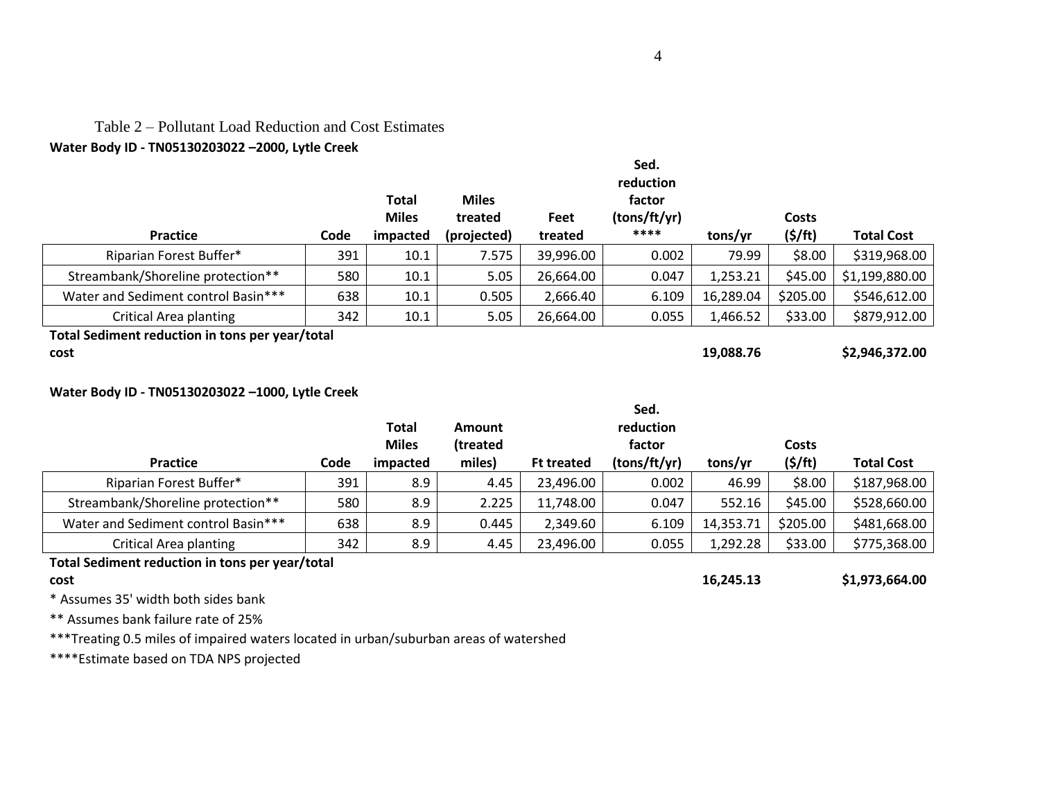Table 2 – Pollutant Load Reduction and Cost Estimates

**Water Body ID - TN05130203022 –2000, Lytle Creek**

| Practice | Code | Total Miles impacted | Miles treated (projected) | Feet treated | Sed. reduction factor (tons/ft/yr) **** | tons/yr | Costs ($/ft) | Total Cost |
|---|---|---|---|---|---|---|---|---|
| Riparian Forest Buffer* | 391 | 10.1 | 7.575 | 39,996.00 | 0.002 | 79.99 | $8.00 | $319,968.00 |
| Streambank/Shoreline protection** | 580 | 10.1 | 5.05 | 26,664.00 | 0.047 | 1,253.21 | $45.00 | $1,199,880.00 |
| Water and Sediment control Basin*** | 638 | 10.1 | 0.505 | 2,666.40 | 6.109 | 16,289.04 | $205.00 | $546,612.00 |
| Critical Area planting | 342 | 10.1 | 5.05 | 26,664.00 | 0.055 | 1,466.52 | $33.00 | $879,912.00 |
| **Total Sediment reduction in tons per year/total cost** | | | | | | **19,088.76** | | **$2,946,372.00** |

**Water Body ID - TN05130203022 –1000, Lytle Creek**

| Practice | Code | Total Miles impacted | Amount (treated miles) | Ft treated | Sed. reduction factor (tons/ft/yr) | tons/yr | Costs ($/ft) | Total Cost |
|---|---|---|---|---|---|---|---|---|
| Riparian Forest Buffer* | 391 | 8.9 | 4.45 | 23,496.00 | 0.002 | 46.99 | $8.00 | $187,968.00 |
| Streambank/Shoreline protection** | 580 | 8.9 | 2.225 | 11,748.00 | 0.047 | 552.16 | $45.00 | $528,660.00 |
| Water and Sediment control Basin*** | 638 | 8.9 | 0.445 | 2,349.60 | 6.109 | 14,353.71 | $205.00 | $481,668.00 |
| Critical Area planting | 342 | 8.9 | 4.45 | 23,496.00 | 0.055 | 1,292.28 | $33.00 | $775,368.00 |
| **Total Sediment reduction in tons per year/total cost** | | | | | | **16,245.13** | | **$1,973,664.00** |

* Assumes 35' width both sides bank

** Assumes bank failure rate of 25%

***Treating 0.5 miles of impaired waters located in urban/suburban areas of watershed

****Estimate based on TDA NPS projected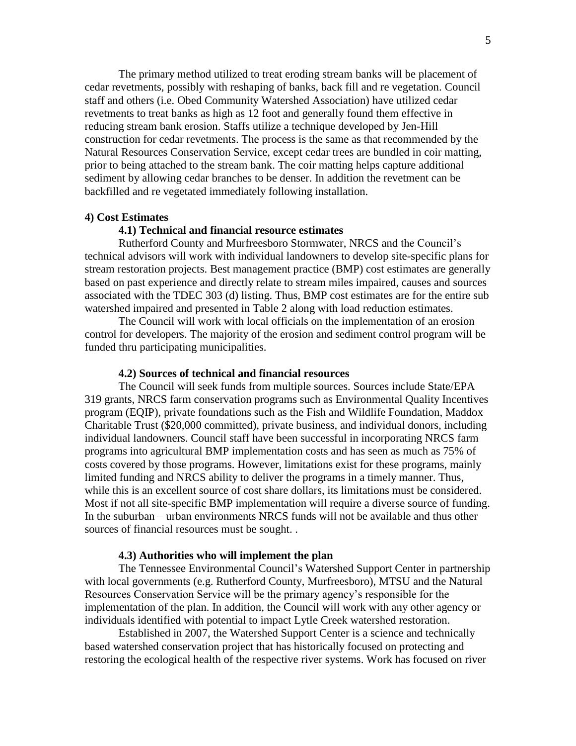The primary method utilized to treat eroding stream banks will be placement of cedar revetments, possibly with reshaping of banks, back fill and re vegetation. Council staff and others (i.e. Obed Community Watershed Association) have utilized cedar revetments to treat banks as high as 12 foot and generally found them effective in reducing stream bank erosion. Staffs utilize a technique developed by Jen-Hill construction for cedar revetments. The process is the same as that recommended by the Natural Resources Conservation Service, except cedar trees are bundled in coir matting, prior to being attached to the stream bank. The coir matting helps capture additional sediment by allowing cedar branches to be denser. In addition the revetment can be backfilled and re vegetated immediately following installation.

## 4) Cost Estimates

### 4.1) Technical and financial resource estimates

Rutherford County and Murfreesboro Stormwater, NRCS and the Council's technical advisors will work with individual landowners to develop site-specific plans for stream restoration projects. Best management practice (BMP) cost estimates are generally based on past experience and directly relate to stream miles impaired, causes and sources associated with the TDEC 303 (d) listing. Thus, BMP cost estimates are for the entire sub watershed impaired and presented in Table 2 along with load reduction estimates.

The Council will work with local officials on the implementation of an erosion control for developers. The majority of the erosion and sediment control program will be funded thru participating municipalities.

### 4.2) Sources of technical and financial resources

The Council will seek funds from multiple sources. Sources include State/EPA 319 grants, NRCS farm conservation programs such as Environmental Quality Incentives program (EQIP), private foundations such as the Fish and Wildlife Foundation, Maddox Charitable Trust ($20,000 committed), private business, and individual donors, including individual landowners. Council staff have been successful in incorporating NRCS farm programs into agricultural BMP implementation costs and has seen as much as 75% of costs covered by those programs. However, limitations exist for these programs, mainly limited funding and NRCS ability to deliver the programs in a timely manner. Thus, while this is an excellent source of cost share dollars, its limitations must be considered. Most if not all site-specific BMP implementation will require a diverse source of funding. In the suburban – urban environments NRCS funds will not be available and thus other sources of financial resources must be sought. .

### 4.3) Authorities who will implement the plan

The Tennessee Environmental Council's Watershed Support Center in partnership with local governments (e.g. Rutherford County, Murfreesboro), MTSU and the Natural Resources Conservation Service will be the primary agency's responsible for the implementation of the plan. In addition, the Council will work with any other agency or individuals identified with potential to impact Lytle Creek watershed restoration.

Established in 2007, the Watershed Support Center is a science and technically based watershed conservation project that has historically focused on protecting and restoring the ecological health of the respective river systems. Work has focused on river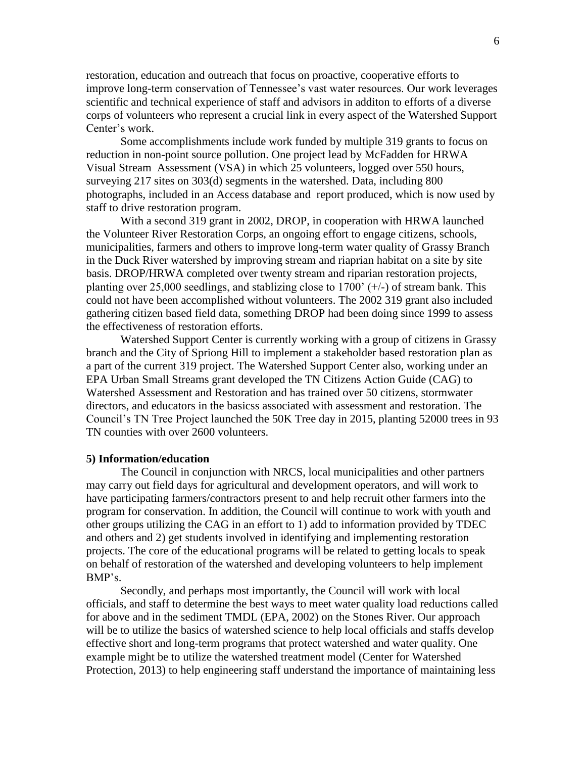restoration, education and outreach that focus on proactive, cooperative efforts to improve long-term conservation of Tennessee's vast water resources. Our work leverages scientific and technical experience of staff and advisors in additon to efforts of a diverse corps of volunteers who represent a crucial link in every aspect of the Watershed Support Center's work.

Some accomplishments include work funded by multiple 319 grants to focus on reduction in non-point source pollution. One project lead by McFadden for HRWA Visual Stream Assessment (VSA) in which 25 volunteers, logged over 550 hours, surveying 217 sites on 303(d) segments in the watershed. Data, including 800 photographs, included in an Access database and report produced, which is now used by staff to drive restoration program.

With a second 319 grant in 2002, DROP, in cooperation with HRWA launched the Volunteer River Restoration Corps, an ongoing effort to engage citizens, schools, municipalities, farmers and others to improve long-term water quality of Grassy Branch in the Duck River watershed by improving stream and riaprian habitat on a site by site basis. DROP/HRWA completed over twenty stream and riparian restoration projects, planting over 25,000 seedlings, and stablizing close to 1700' (+/-) of stream bank. This could not have been accomplished without volunteers. The 2002 319 grant also included gathering citizen based field data, something DROP had been doing since 1999 to assess the effectiveness of restoration efforts.

Watershed Support Center is currently working with a group of citizens in Grassy branch and the City of Spriong Hill to implement a stakeholder based restoration plan as a part of the current 319 project. The Watershed Support Center also, working under an EPA Urban Small Streams grant developed the TN Citizens Action Guide (CAG) to Watershed Assessment and Restoration and has trained over 50 citizens, stormwater directors, and educators in the basicss associated with assessment and restoration. The Council's TN Tree Project launched the 50K Tree day in 2015, planting 52000 trees in 93 TN counties with over 2600 volunteers.

**5) Information/education**

The Council in conjunction with NRCS, local municipalities and other partners may carry out field days for agricultural and development operators, and will work to have participating farmers/contractors present to and help recruit other farmers into the program for conservation. In addition, the Council will continue to work with youth and other groups utilizing the CAG in an effort to 1) add to information provided by TDEC and others and 2) get students involved in identifying and implementing restoration projects. The core of the educational programs will be related to getting locals to speak on behalf of restoration of the watershed and developing volunteers to help implement BMP's.

Secondly, and perhaps most importantly, the Council will work with local officials, and staff to determine the best ways to meet water quality load reductions called for above and in the sediment TMDL (EPA, 2002) on the Stones River. Our approach will be to utilize the basics of watershed science to help local officials and staffs develop effective short and long-term programs that protect watershed and water quality. One example might be to utilize the watershed treatment model (Center for Watershed Protection, 2013) to help engineering staff understand the importance of maintaining less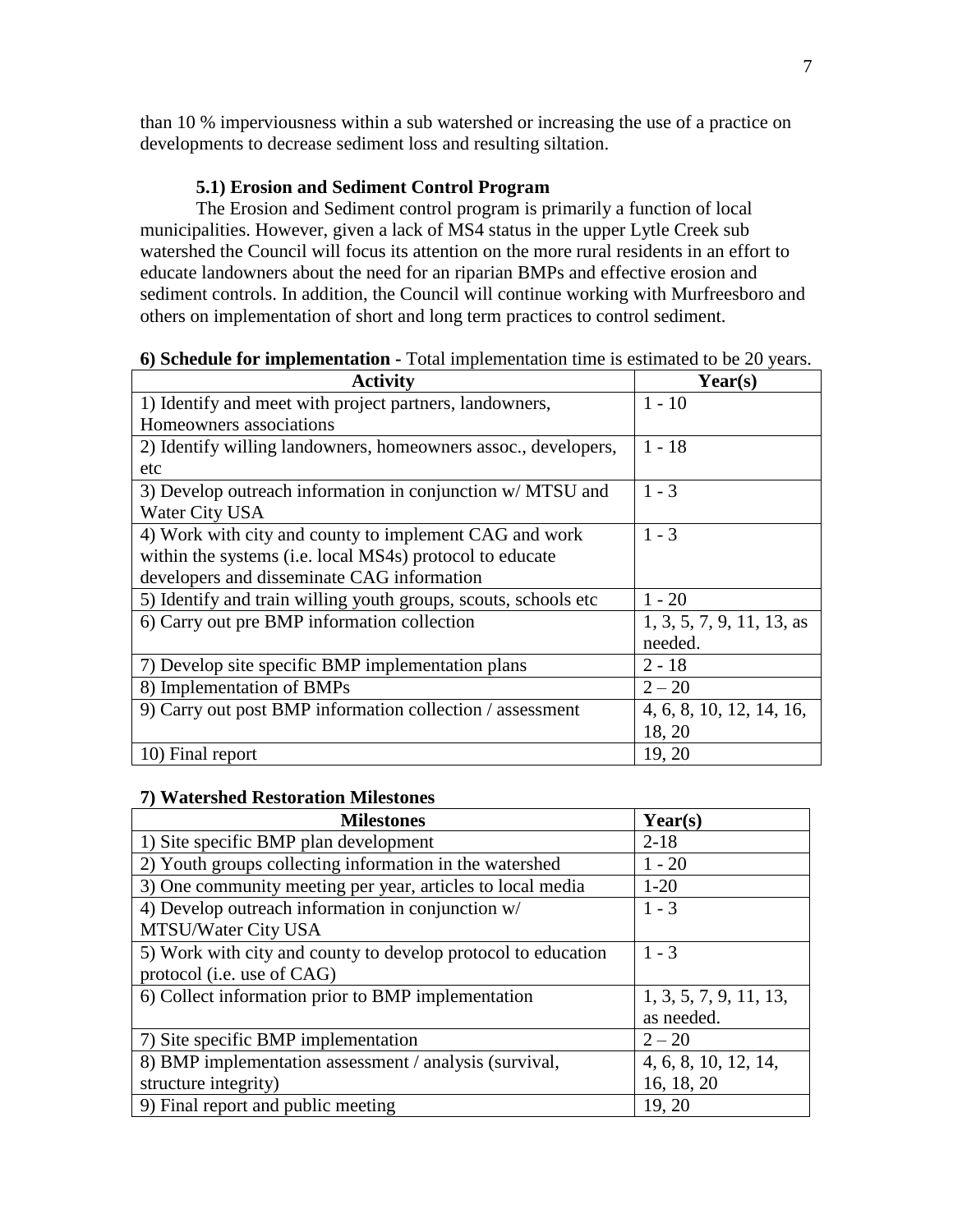than 10 % imperviousness within a sub watershed or increasing the use of a practice on developments to decrease sediment loss and resulting siltation.

### 5.1) Erosion and Sediment Control Program

The Erosion and Sediment control program is primarily a function of local municipalities. However, given a lack of MS4 status in the upper Lytle Creek sub watershed the Council will focus its attention on the more rural residents in an effort to educate landowners about the need for an riparian BMPs and effective erosion and sediment controls. In addition, the Council will continue working with Murfreesboro and others on implementation of short and long term practices to control sediment.

**6) Schedule for implementation -** Total implementation time is estimated to be 20 years.

| Activity | Year(s) |
|---|---|
| 1) Identify and meet with project partners, landowners, Homeowners associations | 1 - 10 |
| 2) Identify willing landowners, homeowners assoc., developers, etc | 1 - 18 |
| 3) Develop outreach information in conjunction w/ MTSU and Water City USA | 1 - 3 |
| 4) Work with city and county to implement CAG and work within the systems (i.e. local MS4s) protocol to educate developers and disseminate CAG information | 1 - 3 |
| 5) Identify and train willing youth groups, scouts, schools etc | 1 - 20 |
| 6) Carry out pre BMP information collection | 1, 3, 5, 7, 9, 11, 13, as needed. |
| 7) Develop site specific BMP implementation plans | 2 - 18 |
| 8) Implementation of BMPs | 2 – 20 |
| 9) Carry out post BMP information collection / assessment | 4, 6, 8, 10, 12, 14, 16, 18, 20 |
| 10) Final report | 19, 20 |

**7) Watershed Restoration Milestones**

| Milestones | Year(s) |
|---|---|
| 1) Site specific BMP plan development | 2-18 |
| 2) Youth groups collecting information in the watershed | 1 - 20 |
| 3) One community meeting per year, articles to local media | 1-20 |
| 4) Develop outreach information in conjunction w/ MTSU/Water City USA | 1 - 3 |
| 5) Work with city and county to develop protocol to education protocol (i.e. use of CAG) | 1 - 3 |
| 6) Collect information prior to BMP implementation | 1, 3, 5, 7, 9, 11, 13, as needed. |
| 7) Site specific BMP implementation | 2 – 20 |
| 8) BMP implementation assessment / analysis (survival, structure integrity) | 4, 6, 8, 10, 12, 14, 16, 18, 20 |
| 9) Final report and public meeting | 19, 20 |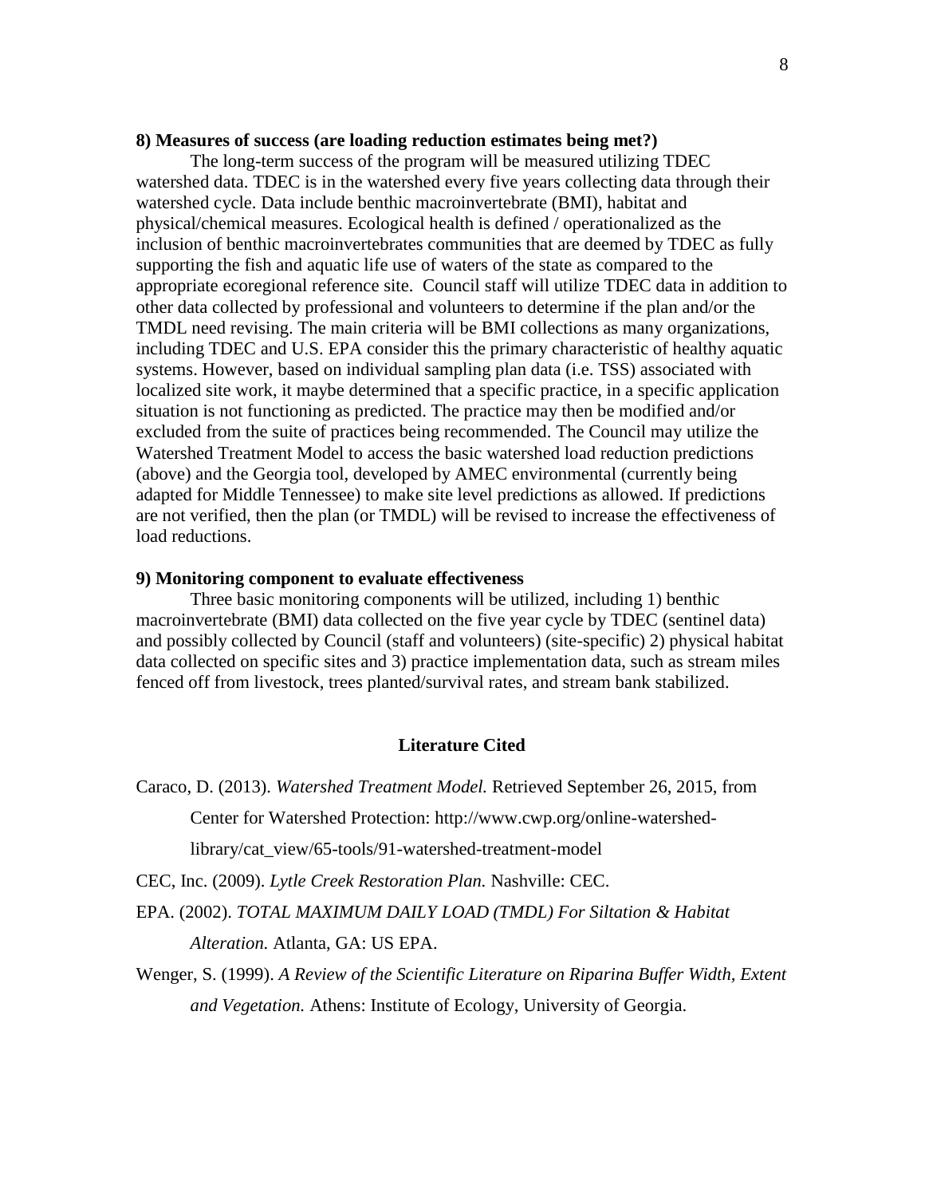**8) Measures of success (are loading reduction estimates being met?)**

The long-term success of the program will be measured utilizing TDEC watershed data. TDEC is in the watershed every five years collecting data through their watershed cycle. Data include benthic macroinvertebrate (BMI), habitat and physical/chemical measures. Ecological health is defined / operationalized as the inclusion of benthic macroinvertebrates communities that are deemed by TDEC as fully supporting the fish and aquatic life use of waters of the state as compared to the appropriate ecoregional reference site. Council staff will utilize TDEC data in addition to other data collected by professional and volunteers to determine if the plan and/or the TMDL need revising. The main criteria will be BMI collections as many organizations, including TDEC and U.S. EPA consider this the primary characteristic of healthy aquatic systems. However, based on individual sampling plan data (i.e. TSS) associated with localized site work, it maybe determined that a specific practice, in a specific application situation is not functioning as predicted. The practice may then be modified and/or excluded from the suite of practices being recommended. The Council may utilize the Watershed Treatment Model to access the basic watershed load reduction predictions (above) and the Georgia tool, developed by AMEC environmental (currently being adapted for Middle Tennessee) to make site level predictions as allowed. If predictions are not verified, then the plan (or TMDL) will be revised to increase the effectiveness of load reductions.

**9) Monitoring component to evaluate effectiveness**

Three basic monitoring components will be utilized, including 1) benthic macroinvertebrate (BMI) data collected on the five year cycle by TDEC (sentinel data) and possibly collected by Council (staff and volunteers) (site-specific) 2) physical habitat data collected on specific sites and 3) practice implementation data, such as stream miles fenced off from livestock, trees planted/survival rates, and stream bank stabilized.

## Literature Cited

Caraco, D. (2013). *Watershed Treatment Model.* Retrieved September 26, 2015, from Center for Watershed Protection: http://www.cwp.org/online-watershed-library/cat_view/65-tools/91-watershed-treatment-model

CEC, Inc. (2009). *Lytle Creek Restoration Plan.* Nashville: CEC.

EPA. (2002). *TOTAL MAXIMUM DAILY LOAD (TMDL) For Siltation & Habitat Alteration.* Atlanta, GA: US EPA.

Wenger, S. (1999). *A Review of the Scientific Literature on Riparina Buffer Width, Extent and Vegetation.* Athens: Institute of Ecology, University of Georgia.